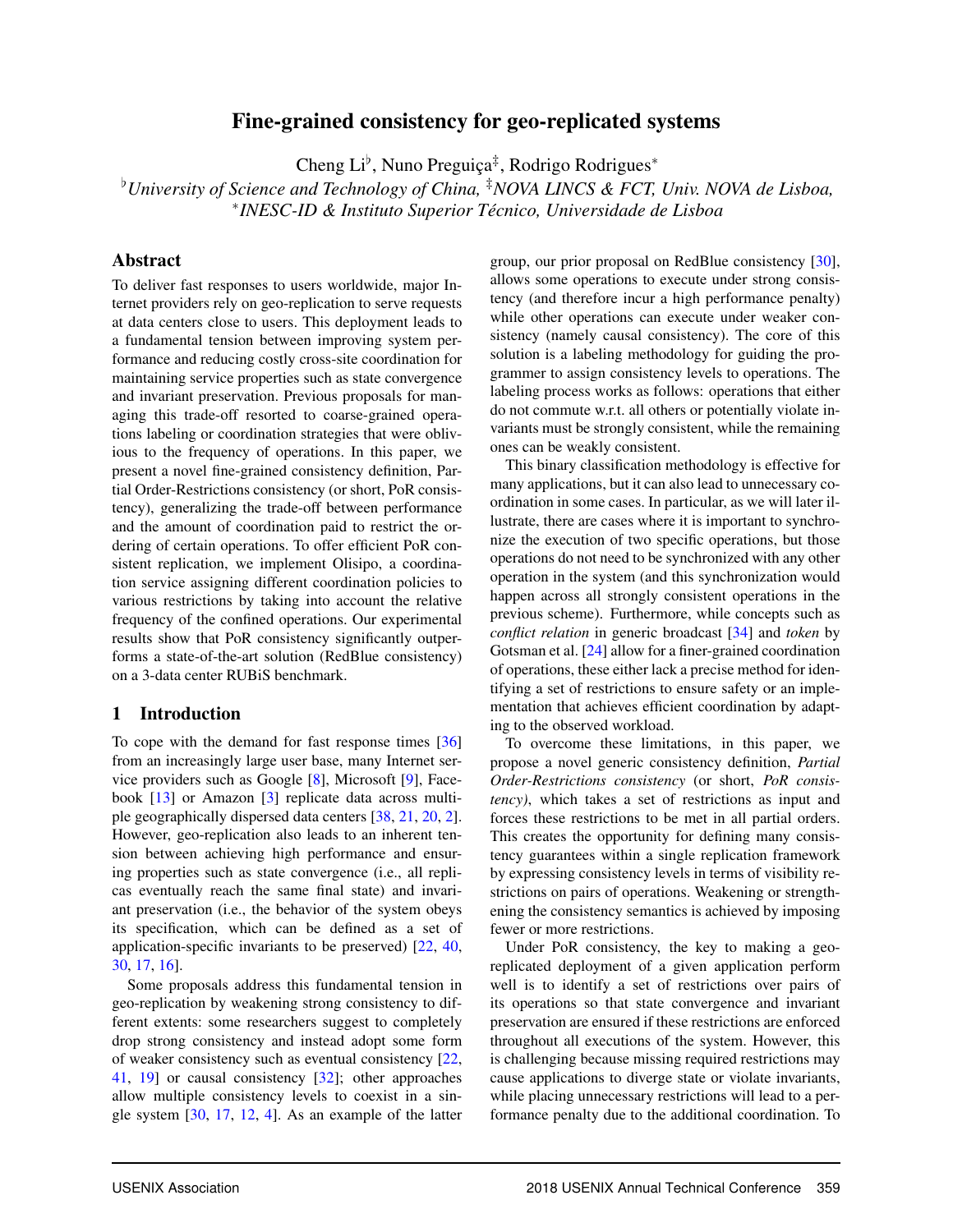# Fine-grained consistency for geo-replicated systems

Cheng Li[♭], Nuno Preguiça[‡], Rodrigo Rodrigues[*]

[♭]*University of Science and Technology of China,* [‡]*NOVA LINCS & FCT, Univ. NOVA de Lisboa,* [*]*INESC-ID & Instituto Superior Técnico, Universidade de Lisboa*

## Abstract

To deliver fast responses to users worldwide, major Internet providers rely on geo-replication to serve requests at data centers close to users. This deployment leads to a fundamental tension between improving system performance and reducing costly cross-site coordination for maintaining service properties such as state convergence and invariant preservation. Previous proposals for managing this trade-off resorted to coarse-grained operations labeling or coordination strategies that were oblivious to the frequency of operations. In this paper, we present a novel fine-grained consistency definition, Partial Order-Restrictions consistency (or short, PoR consistency), generalizing the trade-off between performance and the amount of coordination paid to restrict the ordering of certain operations. To offer efficient PoR consistent replication, we implement Olisipo, a coordination service assigning different coordination policies to various restrictions by taking into account the relative frequency of the confined operations. Our experimental results show that PoR consistency significantly outperforms a state-of-the-art solution (RedBlue consistency) on a 3-data center RUBiS benchmark.

## 1 Introduction

To cope with the demand for fast response times [36] from an increasingly large user base, many Internet service providers such as Google [8], Microsoft [9], Facebook [13] or Amazon [3] replicate data across multiple geographically dispersed data centers [38, 21, 20, 2]. However, geo-replication also leads to an inherent tension between achieving high performance and ensuring properties such as state convergence (i.e., all replicas eventually reach the same final state) and invariant preservation (i.e., the behavior of the system obeys its specification, which can be defined as a set of application-specific invariants to be preserved) [22, 40, 30, 17, 16].

Some proposals address this fundamental tension in geo-replication by weakening strong consistency to different extents: some researchers suggest to completely drop strong consistency and instead adopt some form of weaker consistency such as eventual consistency [22, 41, 19] or causal consistency [32]; other approaches allow multiple consistency levels to coexist in a single system [30, 17, 12, 4]. As an example of the latter group, our prior proposal on RedBlue consistency [30], allows some operations to execute under strong consistency (and therefore incur a high performance penalty) while other operations can execute under weaker consistency (namely causal consistency). The core of this solution is a labeling methodology for guiding the programmer to assign consistency levels to operations. The labeling process works as follows: operations that either do not commute w.r.t. all others or potentially violate invariants must be strongly consistent, while the remaining ones can be weakly consistent.

This binary classification methodology is effective for many applications, but it can also lead to unnecessary coordination in some cases. In particular, as we will later illustrate, there are cases where it is important to synchronize the execution of two specific operations, but those operations do not need to be synchronized with any other operation in the system (and this synchronization would happen across all strongly consistent operations in the previous scheme). Furthermore, while concepts such as *conflict relation* in generic broadcast [34] and *token* by Gotsman et al. [24] allow for a finer-grained coordination of operations, these either lack a precise method for identifying a set of restrictions to ensure safety or an implementation that achieves efficient coordination by adapting to the observed workload.

To overcome these limitations, in this paper, we propose a novel generic consistency definition, *Partial Order-Restrictions consistency* (or short, *PoR consistency)*, which takes a set of restrictions as input and forces these restrictions to be met in all partial orders. This creates the opportunity for defining many consistency guarantees within a single replication framework by expressing consistency levels in terms of visibility restrictions on pairs of operations. Weakening or strengthening the consistency semantics is achieved by imposing fewer or more restrictions.

Under PoR consistency, the key to making a geo-replicated deployment of a given application perform well is to identify a set of restrictions over pairs of its operations so that state convergence and invariant preservation are ensured if these restrictions are enforced throughout all executions of the system. However, this is challenging because missing required restrictions may cause applications to diverge state or violate invariants, while placing unnecessary restrictions will lead to a performance penalty due to the additional coordination. To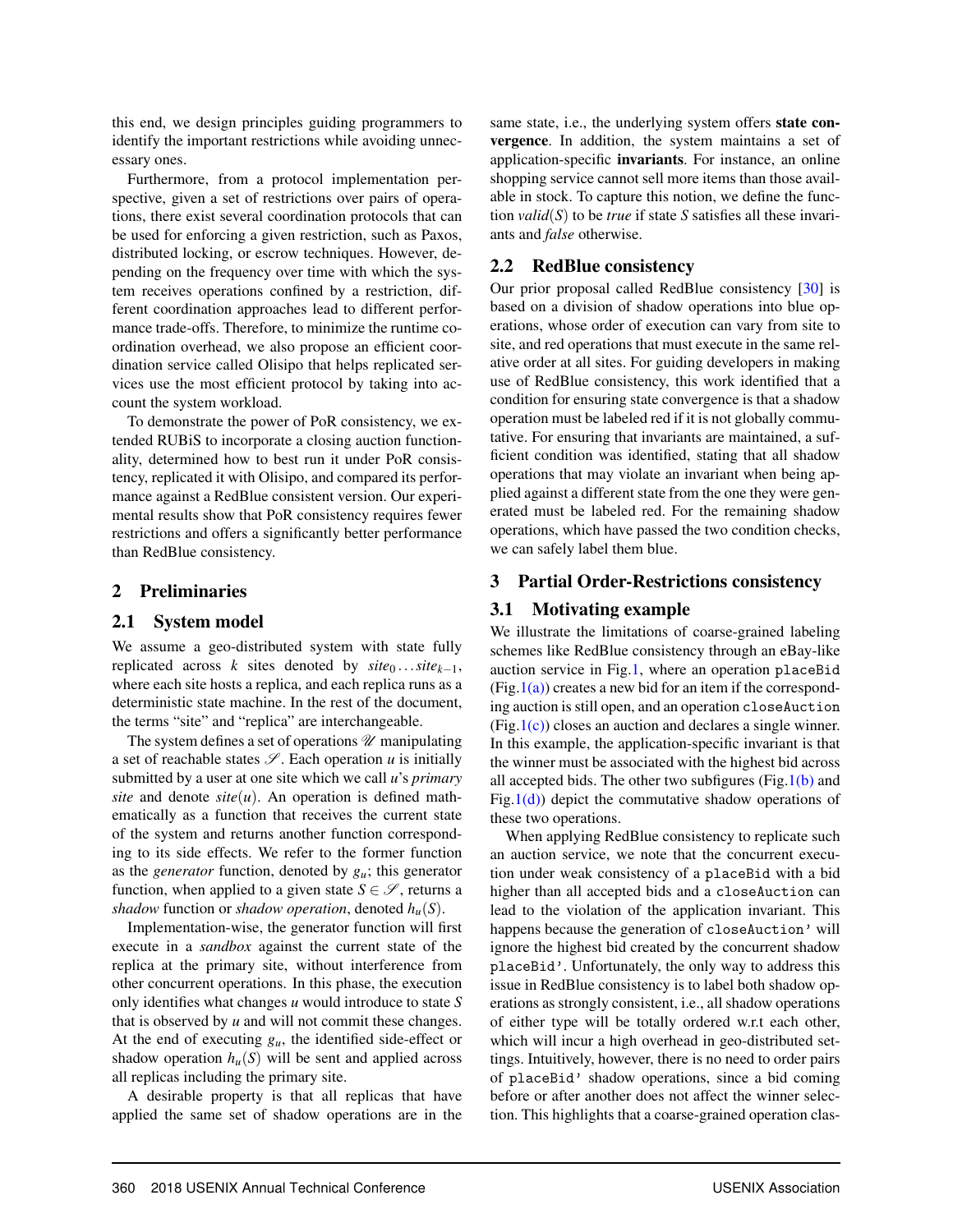this end, we design principles guiding programmers to identify the important restrictions while avoiding unnecessary ones.

Furthermore, from a protocol implementation perspective, given a set of restrictions over pairs of operations, there exist several coordination protocols that can be used for enforcing a given restriction, such as Paxos, distributed locking, or escrow techniques. However, depending on the frequency over time with which the system receives operations confined by a restriction, different coordination approaches lead to different performance trade-offs. Therefore, to minimize the runtime coordination overhead, we also propose an efficient coordination service called Olisipo that helps replicated services use the most efficient protocol by taking into account the system workload.

To demonstrate the power of PoR consistency, we extended RUBiS to incorporate a closing auction functionality, determined how to best run it under PoR consistency, replicated it with Olisipo, and compared its performance against a RedBlue consistent version. Our experimental results show that PoR consistency requires fewer restrictions and offers a significantly better performance than RedBlue consistency.

## 2 Preliminaries

### 2.1 System model

We assume a geo-distributed system with state fully replicated across $k$ sites denoted by $site_0 \ldots site_{k-1}$, where each site hosts a replica, and each replica runs as a deterministic state machine. In the rest of the document, the terms "site" and "replica" are interchangeable.

The system defines a set of operations $\mathscr{U}$ manipulating a set of reachable states $\mathscr{S}$. Each operation $u$ is initially submitted by a user at one site which we call $u$'s *primary site* and denote $site(u)$. An operation is defined mathematically as a function that receives the current state of the system and returns another function corresponding to its side effects. We refer to the former function as the *generator* function, denoted by $g_u$; this generator function, when applied to a given state $S \in \mathscr{S}$, returns a *shadow* function or *shadow operation*, denoted $h_u(S)$.

Implementation-wise, the generator function will first execute in a *sandbox* against the current state of the replica at the primary site, without interference from other concurrent operations. In this phase, the execution only identifies what changes $u$ would introduce to state $S$ that is observed by $u$ and will not commit these changes. At the end of executing $g_u$, the identified side-effect or shadow operation $h_u(S)$ will be sent and applied across all replicas including the primary site.

A desirable property is that all replicas that have applied the same set of shadow operations are in the same state, i.e., the underlying system offers **state convergence**. In addition, the system maintains a set of application-specific **invariants**. For instance, an online shopping service cannot sell more items than those available in stock. To capture this notion, we define the function $valid(S)$ to be *true* if state $S$ satisfies all these invariants and *false* otherwise.

### 2.2 RedBlue consistency

Our prior proposal called RedBlue consistency [30] is based on a division of shadow operations into blue operations, whose order of execution can vary from site to site, and red operations that must execute in the same relative order at all sites. For guiding developers in making use of RedBlue consistency, this work identified that a condition for ensuring state convergence is that a shadow operation must be labeled red if it is not globally commutative. For ensuring that invariants are maintained, a sufficient condition was identified, stating that all shadow operations that may violate an invariant when being applied against a different state from the one they were generated must be labeled red. For the remaining shadow operations, which have passed the two condition checks, we can safely label them blue.

## 3 Partial Order-Restrictions consistency

### 3.1 Motivating example

We illustrate the limitations of coarse-grained labeling schemes like RedBlue consistency through an eBay-like auction service in Fig.1, where an operation `placeBid` (Fig.1(a)) creates a new bid for an item if the corresponding auction is still open, and an operation `closeAuction` (Fig.1(c)) closes an auction and declares a single winner. In this example, the application-specific invariant is that the winner must be associated with the highest bid across all accepted bids. The other two subfigures (Fig.1(b) and Fig.1(d)) depict the commutative shadow operations of these two operations.

When applying RedBlue consistency to replicate such an auction service, we note that the concurrent execution under weak consistency of a `placeBid` with a bid higher than all accepted bids and a `closeAuction` can lead to the violation of the application invariant. This happens because the generation of `closeAuction'` will ignore the highest bid created by the concurrent shadow `placeBid'`. Unfortunately, the only way to address this issue in RedBlue consistency is to label both shadow operations as strongly consistent, i.e., all shadow operations of either type will be totally ordered w.r.t each other, which will incur a high overhead in geo-distributed settings. Intuitively, however, there is no need to order pairs of `placeBid'` shadow operations, since a bid coming before or after another does not affect the winner selection. This highlights that a coarse-grained operation clas-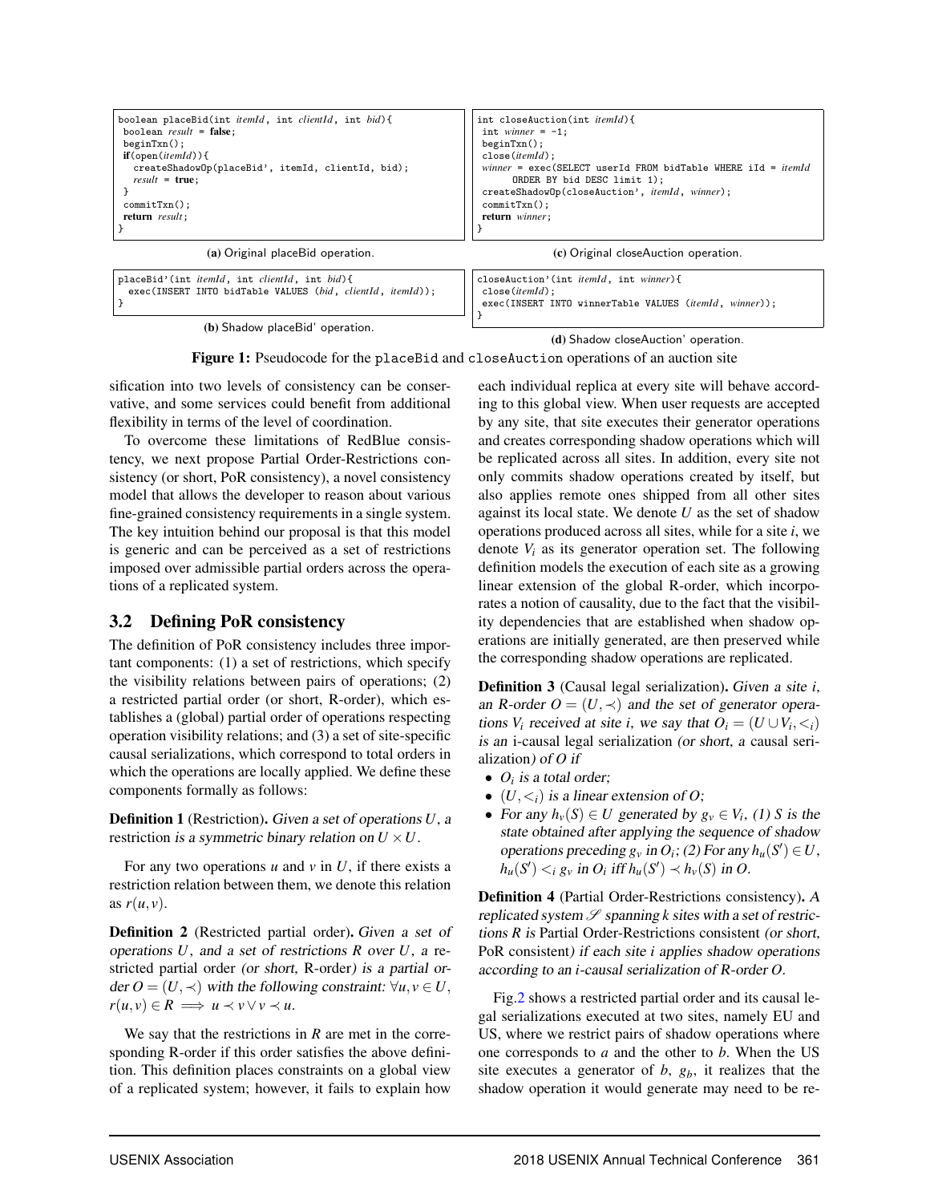```
boolean placeBid(int itemId, int clientId, int bid){
 boolean result = false;
 beginTxn();
 if(open(itemId)){
   createShadowOp(placeBid', itemId, clientId, bid);
   result = true;
 }
 commitTxn();
 return result;
}
```

**(a)** Original placeBid operation.

```
placeBid'(int itemId, int clientId, int bid){
  exec(INSERT INTO bidTable VALUES (bid, clientId, itemId));
}
```

**(b)** Shadow placeBid' operation.

```
int closeAuction(int itemId){
 int winner = -1;
 beginTxn();
 close(itemId);
 winner = exec(SELECT userId FROM bidTable WHERE iId = itemId
       ORDER BY bid DESC limit 1);
 createShadowOp(closeAuction', itemId, winner);
 commitTxn();
 return winner;
}
```

**(c)** Original closeAuction operation.

```
closeAuction'(int itemId, int winner){
 close(itemId);
 exec(INSERT INTO winnerTable VALUES (itemId, winner));
}
```

**(d)** Shadow closeAuction' operation.

**Figure 1:** Pseudocode for the placeBid and closeAuction operations of an auction site

sification into two levels of consistency can be conservative, and some services could benefit from additional flexibility in terms of the level of coordination.

To overcome these limitations of RedBlue consistency, we next propose Partial Order-Restrictions consistency (or short, PoR consistency), a novel consistency model that allows the developer to reason about various fine-grained consistency requirements in a single system. The key intuition behind our proposal is that this model is generic and can be perceived as a set of restrictions imposed over admissible partial orders across the operations of a replicated system.

## 3.2 Defining PoR consistency

The definition of PoR consistency includes three important components: (1) a set of restrictions, which specify the visibility relations between pairs of operations; (2) a restricted partial order (or short, R-order), which establishes a (global) partial order of operations respecting operation visibility relations; and (3) a set of site-specific causal serializations, which correspond to total orders in which the operations are locally applied. We define these components formally as follows:

**Definition 1** (Restriction). *Given a set of operations $U$, a restriction is a symmetric binary relation on $U \times U$.*

For any two operations $u$ and $v$ in $U$, if there exists a restriction relation between them, we denote this relation as $r(u,v)$.

**Definition 2** (Restricted partial order). *Given a set of operations $U$, and a set of restrictions $R$ over $U$, a restricted partial order (or short, R-order) is a partial order $O = (U, \prec)$ with the following constraint: $\forall u, v \in U$, $r(u,v) \in R \implies u \prec v \lor v \prec u$.*

We say that the restrictions in $R$ are met in the corresponding R-order if this order satisfies the above definition. This definition places constraints on a global view of a replicated system; however, it fails to explain how each individual replica at every site will behave according to this global view. When user requests are accepted by any site, that site executes their generator operations and creates corresponding shadow operations which will be replicated across all sites. In addition, every site not only commits shadow operations created by itself, but also applies remote ones shipped from all other sites against its local state. We denote $U$ as the set of shadow operations produced across all sites, while for a site $i$, we denote $V_i$ as its generator operation set. The following definition models the execution of each site as a growing linear extension of the global R-order, which incorporates a notion of causality, due to the fact that the visibility dependencies that are established when shadow operations are initially generated, are then preserved while the corresponding shadow operations are replicated.

**Definition 3** (Causal legal serialization). *Given a site $i$, an R-order $O = (U, \prec)$ and the set of generator operations $V_i$ received at site $i$, we say that $O_i = (U \cup V_i, <_i)$ is an i-causal legal serialization (or short, a causal serialization) of $O$ if*

- *$O_i$ is a total order;*
- *$(U, <_i)$ is a linear extension of $O$;*
- *For any $h_v(S) \in U$ generated by $g_v \in V_i$, (1) $S$ is the state obtained after applying the sequence of shadow operations preceding $g_v$ in $O_i$; (2) For any $h_u(S') \in U$, $h_u(S') <_i g_v$ in $O_i$ iff $h_u(S') \prec h_v(S)$ in $O$.*

**Definition 4** (Partial Order-Restrictions consistency). *A replicated system $\mathscr{S}$ spanning $k$ sites with a set of restrictions $R$ is Partial Order-Restrictions consistent (or short, PoR consistent) if each site $i$ applies shadow operations according to an $i$-causal serialization of R-order $O$.*

Fig.2 shows a restricted partial order and its causal legal serializations executed at two sites, namely EU and US, where we restrict pairs of shadow operations where one corresponds to $a$ and the other to $b$. When the US site executes a generator of $b$, $g_b$, it realizes that the shadow operation it would generate may need to be re-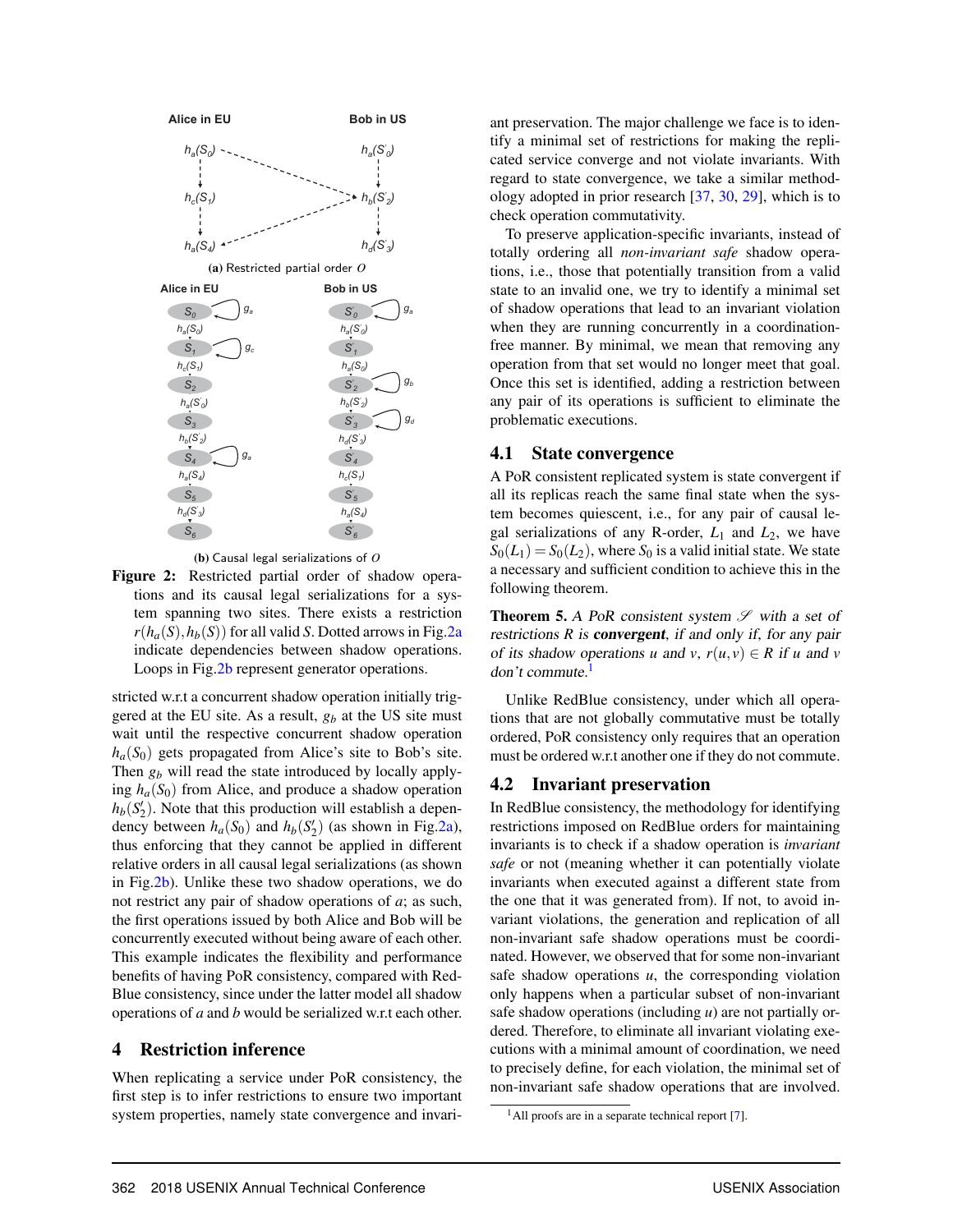(a) Restricted partial order $O$

(b) Causal legal serializations of $O$

**Figure 2:** Restricted partial order of shadow operations and its causal legal serializations for a system spanning two sites. There exists a restriction $r(h_a(S), h_b(S))$ for all valid $S$. Dotted arrows in Fig.2a indicate dependencies between shadow operations. Loops in Fig.2b represent generator operations.

stricted w.r.t a concurrent shadow operation initially triggered at the EU site. As a result, $g_b$ at the US site must wait until the respective concurrent shadow operation $h_a(S_0)$ gets propagated from Alice's site to Bob's site. Then $g_b$ will read the state introduced by locally applying $h_a(S_0)$ from Alice, and produce a shadow operation $h_b(S_2')$. Note that this production will establish a dependency between $h_a(S_0)$ and $h_b(S_2')$ (as shown in Fig.2a), thus enforcing that they cannot be applied in different relative orders in all causal legal serializations (as shown in Fig.2b). Unlike these two shadow operations, we do not restrict any pair of shadow operations of $a$; as such, the first operations issued by both Alice and Bob will be concurrently executed without being aware of each other. This example indicates the flexibility and performance benefits of having PoR consistency, compared with RedBlue consistency, since under the latter model all shadow operations of $a$ and $b$ would be serialized w.r.t each other.

# 4 Restriction inference

When replicating a service under PoR consistency, the first step is to infer restrictions to ensure two important system properties, namely state convergence and invariant preservation. The major challenge we face is to identify a minimal set of restrictions for making the replicated service converge and not violate invariants. With regard to state convergence, we take a similar methodology adopted in prior research [37, 30, 29], which is to check operation commutativity.

To preserve application-specific invariants, instead of totally ordering all *non-invariant safe* shadow operations, i.e., those that potentially transition from a valid state to an invalid one, we try to identify a minimal set of shadow operations that lead to an invariant violation when they are running concurrently in a coordination-free manner. By minimal, we mean that removing any operation from that set would no longer meet that goal. Once this set is identified, adding a restriction between any pair of its operations is sufficient to eliminate the problematic executions.

## 4.1 State convergence

A PoR consistent replicated system is state convergent if all its replicas reach the same final state when the system becomes quiescent, i.e., for any pair of causal legal serializations of any R-order, $L_1$ and $L_2$, we have $S_0(L_1) = S_0(L_2)$, where $S_0$ is a valid initial state. We state a necessary and sufficient condition to achieve this in the following theorem.

**Theorem 5.** *A PoR consistent system $\mathscr{S}$ with a set of restrictions $R$ is* **convergent***, if and only if, for any pair of its shadow operations $u$ and $v$, $r(u,v) \in R$ if $u$ and $v$ don't commute.*[1]

Unlike RedBlue consistency, under which all operations that are not globally commutative must be totally ordered, PoR consistency only requires that an operation must be ordered w.r.t another one if they do not commute.

## 4.2 Invariant preservation

In RedBlue consistency, the methodology for identifying restrictions imposed on RedBlue orders for maintaining invariants is to check if a shadow operation is *invariant safe* or not (meaning whether it can potentially violate invariants when executed against a different state from the one that it was generated from). If not, to avoid invariant violations, the generation and replication of all non-invariant safe shadow operations must be coordinated. However, we observed that for some non-invariant safe shadow operations $u$, the corresponding violation only happens when a particular subset of non-invariant safe shadow operations (including $u$) are not partially ordered. Therefore, to eliminate all invariant violating executions with a minimal amount of coordination, we need to precisely define, for each violation, the minimal set of non-invariant safe shadow operations that are involved.

[1] All proofs are in a separate technical report [7].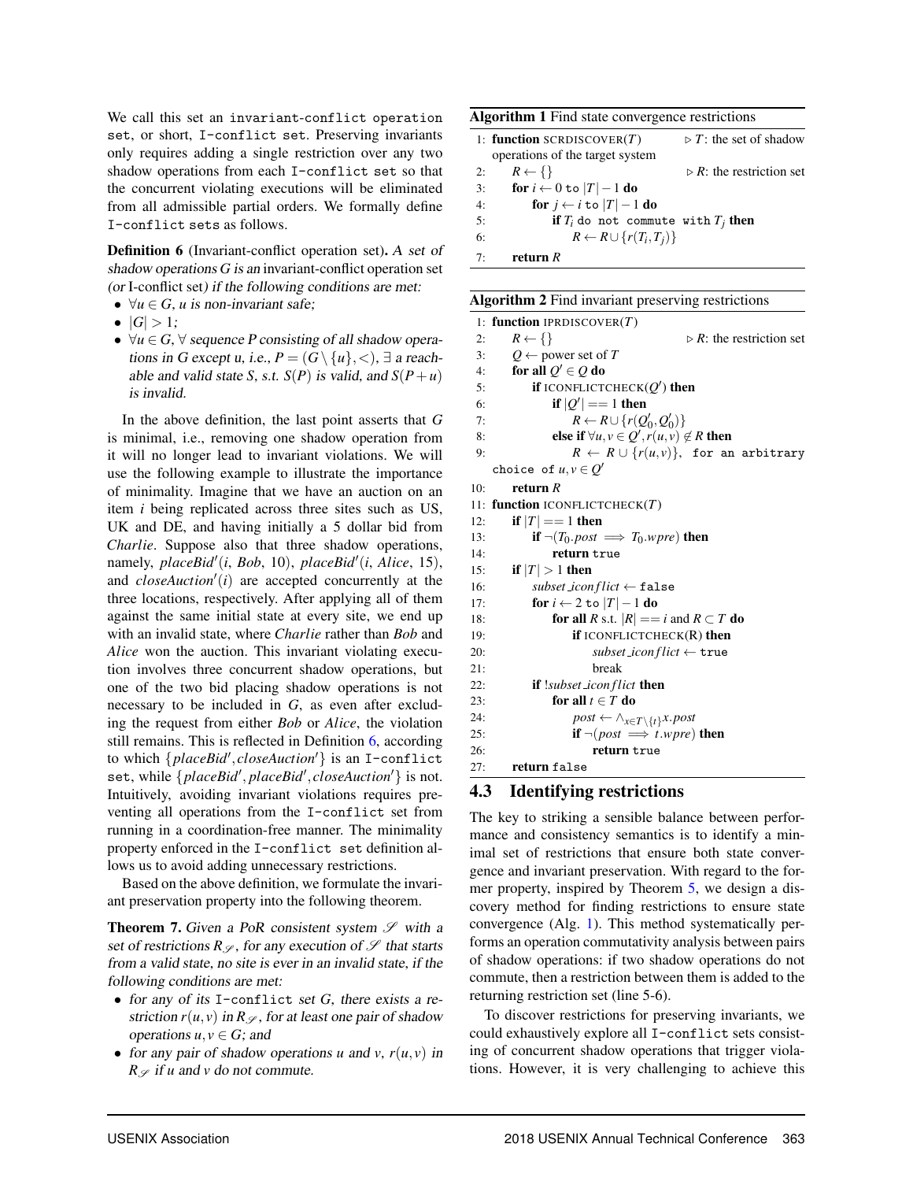We call this set an `invariant-conflict operation set`, or short, `I-conflict set`. Preserving invariants only requires adding a single restriction over any two shadow operations from each `I-conflict set` so that the concurrent violating executions will be eliminated from all admissible partial orders. We formally define `I-conflict sets` as follows.

**Definition 6** (Invariant-conflict operation set)**.** *A set of shadow operations $G$ is an* invariant-conflict operation set *(or* I-conflict set*) if the following conditions are met:*

- *$\forall u \in G$, $u$ is non-invariant safe;*
- *$|G| > 1$;*
- *$\forall u \in G$, $\forall$ sequence $P$ consisting of all shadow operations in $G$ except $u$, i.e., $P = (G \setminus \{u\}, <)$, $\exists$ a reachable and valid state $S$, s.t. $S(P)$ is valid, and $S(P+u)$ is invalid.*

In the above definition, the last point asserts that $G$ is minimal, i.e., removing one shadow operation from it will no longer lead to invariant violations. We will use the following example to illustrate the importance of minimality. Imagine that we have an auction on an item $i$ being replicated across three sites such as US, UK and DE, and having initially a 5 dollar bid from *Charlie*. Suppose also that three shadow operations, namely, $placeBid'(i, Bob, 10)$, $placeBid'(i, Alice, 15)$, and $closeAuction'(i)$ are accepted concurrently at the three locations, respectively. After applying all of them against the same initial state at every site, we end up with an invalid state, where *Charlie* rather than *Bob* and *Alice* won the auction. This invariant violating execution involves three concurrent shadow operations, but one of the two bid placing shadow operations is not necessary to be included in $G$, as even after excluding the request from either *Bob* or *Alice*, the violation still remains. This is reflected in Definition 6, according to which $\{placeBid', closeAuction'\}$ is an `I-conflict set`, while $\{placeBid', placeBid', closeAuction'\}$ is not. Intuitively, avoiding invariant violations requires preventing all operations from the `I-conflict set` from running in a coordination-free manner. The minimality property enforced in the `I-conflict set` definition allows us to avoid adding unnecessary restrictions.

Based on the above definition, we formulate the invariant preservation property into the following theorem.

**Theorem 7.** *Given a PoR consistent system $\mathscr{S}$ with a set of restrictions $R_{\mathscr{S}}$, for any execution of $\mathscr{S}$ that starts from a valid state, no site is ever in an invalid state, if the following conditions are met:*

- *for any of its `I-conflict set` $G$, there exists a restriction $r(u,v)$ in $R_{\mathscr{S}}$, for at least one pair of shadow operations $u, v \in G$; and*
- *for any pair of shadow operations $u$ and $v$, $r(u,v)$ in $R_{\mathscr{S}}$ if $u$ and $v$ do not commute.*

**Algorithm 1** Find state convergence restrictions

```
1: function SCRDISCOVER(T)        ▷ T: the set of shadow operations of the target system
2:     R ← {}                     ▷ R: the restriction set
3:     for i ← 0 to |T| − 1 do
4:         for j ← i to |T| − 1 do
5:             if T_i do not commute with T_j then
6:                 R ← R ∪ {r(T_i, T_j)}
7:     return R
```

**Algorithm 2** Find invariant preserving restrictions

```
1: function IPRDISCOVER(T)
2:     R ← {}                     ▷ R: the restriction set
3:     Q ← power set of T
4:     for all Q' ∈ Q do
5:         if ICONFLICTCHECK(Q') then
6:             if |Q'| == 1 then
7:                 R ← R ∪ {r(Q'_0, Q'_0)}
8:             else if ∀u,v ∈ Q', r(u,v) ∉ R then
9:                 R ← R ∪ {r(u,v)}, for an arbitrary choice of u,v ∈ Q'
10:    return R
11: function ICONFLICTCHECK(T)
12:    if |T| == 1 then
13:        if ¬(T_0.post ⟹ T_0.wpre) then
14:            return true
15:    if |T| > 1 then
16:        subset_iconflict ← false
17:        for i ← 2 to |T| − 1 do
18:            for all R s.t. |R| == i and R ⊂ T do
19:                if ICONFLICTCHECK(R) then
20:                    subset_iconflict ← true
21:                    break
22:        if !subset_iconflict then
23:            for all t ∈ T do
24:                post ← ∧_{x ∈ T\{t}} x.post
25:                if ¬(post ⟹ t.wpre) then
26:                    return true
27:    return false
```

## 4.3 Identifying restrictions

The key to striking a sensible balance between performance and consistency semantics is to identify a minimal set of restrictions that ensure both state convergence and invariant preservation. With regard to the former property, inspired by Theorem 5, we design a discovery method for finding restrictions to ensure state convergence (Alg. 1). This method systematically performs an operation commutativity analysis between pairs of shadow operations: if two shadow operations do not commute, then a restriction between them is added to the returning restriction set (line 5-6).

To discover restrictions for preserving invariants, we could exhaustively explore all `I-conflict` sets consisting of concurrent shadow operations that trigger violations. However, it is very challenging to achieve this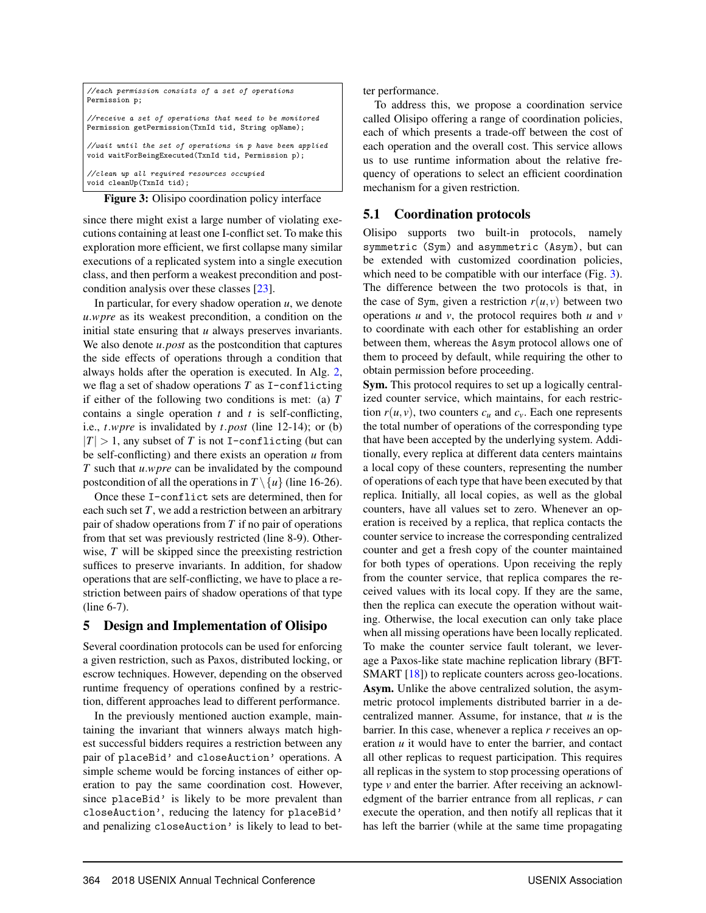```
//each permission consists of a set of operations
Permission p;

//receive a set of operations that need to be monitored
Permission getPermission(TxnId tid, String opName);

//wait until the set of operations in p have been applied
void waitForBeingExecuted(TxnId tid, Permission p);

//clean up all required resources occupied
void cleanUp(TxnId tid);
```

**Figure 3:** Olisipo coordination policy interface

since there might exist a large number of violating executions containing at least one I-conflict set. To make this exploration more efficient, we first collapse many similar executions of a replicated system into a single execution class, and then perform a weakest precondition and postcondition analysis over these classes [23].

In particular, for every shadow operation $u$, we denote $u.wpre$ as its weakest precondition, a condition on the initial state ensuring that $u$ always preserves invariants. We also denote $u.post$ as the postcondition that captures the side effects of operations through a condition that always holds after the operation is executed. In Alg. 2, we flag a set of shadow operations $T$ as `I-conflicting` if either of the following two conditions is met: (a) $T$ contains a single operation $t$ and $t$ is self-conflicting, i.e., $t.wpre$ is invalidated by $t.post$ (line 12-14); or (b) $|T| > 1$, any subset of $T$ is not `I-conflicting` (but can be self-conflicting) and there exists an operation $u$ from $T$ such that $u.wpre$ can be invalidated by the compound postcondition of all the operations in $T \setminus \{u\}$ (line 16-26).

Once these `I-conflict` sets are determined, then for each such set $T$, we add a restriction between an arbitrary pair of shadow operations from $T$ if no pair of operations from that set was previously restricted (line 8-9). Otherwise, $T$ will be skipped since the preexisting restriction suffices to preserve invariants. In addition, for shadow operations that are self-conflicting, we have to place a restriction between pairs of shadow operations of that type (line 6-7).

# 5 Design and Implementation of Olisipo

Several coordination protocols can be used for enforcing a given restriction, such as Paxos, distributed locking, or escrow techniques. However, depending on the observed runtime frequency of operations confined by a restriction, different approaches lead to different performance.

In the previously mentioned auction example, maintaining the invariant that winners always match highest successful bidders requires a restriction between any pair of `placeBid'` and `closeAuction'` operations. A simple scheme would be forcing instances of either operation to pay the same coordination cost. However, since `placeBid'` is likely to be more prevalent than `closeAuction'`, reducing the latency for `placeBid'` and penalizing `closeAuction'` is likely to lead to better performance.

To address this, we propose a coordination service called Olisipo offering a range of coordination policies, each of which presents a trade-off between the cost of each operation and the overall cost. This service allows us to use runtime information about the relative frequency of operations to select an efficient coordination mechanism for a given restriction.

## 5.1 Coordination protocols

Olisipo supports two built-in protocols, namely `symmetric (Sym)` and `asymmetric (Asym)`, but can be extended with customized coordination policies, which need to be compatible with our interface (Fig. 3). The difference between the two protocols is that, in the case of `Sym`, given a restriction $r(u,v)$ between two operations $u$ and $v$, the protocol requires both $u$ and $v$ to coordinate with each other for establishing an order between them, whereas the `Asym` protocol allows one of them to proceed by default, while requiring the other to obtain permission before proceeding.

**Sym.** This protocol requires to set up a logically centralized counter service, which maintains, for each restriction $r(u,v)$, two counters $c_u$ and $c_v$. Each one represents the total number of operations of the corresponding type that have been accepted by the underlying system. Additionally, every replica at different data centers maintains a local copy of these counters, representing the number of operations of each type that have been executed by that replica. Initially, all local copies, as well as the global counters, have all values set to zero. Whenever an operation is received by a replica, that replica contacts the counter service to increase the corresponding centralized counter and get a fresh copy of the counter maintained for both types of operations. Upon receiving the reply from the counter service, that replica compares the received values with its local copy. If they are the same, then the replica can execute the operation without waiting. Otherwise, the local execution can only take place when all missing operations have been locally replicated. To make the counter service fault tolerant, we leverage a Paxos-like state machine replication library (BFT-SMART [18]) to replicate counters across geo-locations.

**Asym.** Unlike the above centralized solution, the asymmetric protocol implements distributed barrier in a decentralized manner. Assume, for instance, that $u$ is the barrier. In this case, whenever a replica $r$ receives an operation $u$ it would have to enter the barrier, and contact all other replicas to request participation. This requires all replicas in the system to stop processing operations of type $v$ and enter the barrier. After receiving an acknowledgment of the barrier entrance from all replicas, $r$ can execute the operation, and then notify all replicas that it has left the barrier (while at the same time propagating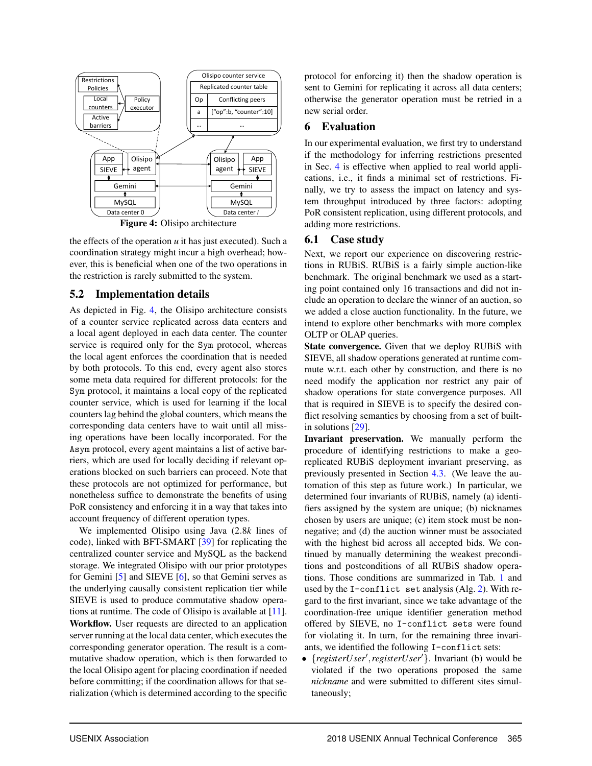Figure 4: Olisipo architecture

the effects of the operation $u$ it has just executed). Such a coordination strategy might incur a high overhead; however, this is beneficial when one of the two operations in the restriction is rarely submitted to the system.

## 5.2 Implementation details

As depicted in Fig. 4, the Olisipo architecture consists of a counter service replicated across data centers and a local agent deployed in each data center. The counter service is required only for the Sym protocol, whereas the local agent enforces the coordination that is needed by both protocols. To this end, every agent also stores some meta data required for different protocols: for the Sym protocol, it maintains a local copy of the replicated counter service, which is used for learning if the local counters lag behind the global counters, which means the corresponding data centers have to wait until all missing operations have been locally incorporated. For the Asym protocol, every agent maintains a list of active barriers, which are used for locally deciding if relevant operations blocked on such barriers can proceed. Note that these protocols are not optimized for performance, but nonetheless suffice to demonstrate the benefits of using PoR consistency and enforcing it in a way that takes into account frequency of different operation types.

We implemented Olisipo using Java (2.8$k$ lines of code), linked with BFT-SMART [39] for replicating the centralized counter service and MySQL as the backend storage. We integrated Olisipo with our prior prototypes for Gemini [5] and SIEVE [6], so that Gemini serves as the underlying causally consistent replication tier while SIEVE is used to produce commutative shadow operations at runtime. The code of Olisipo is available at [11].

**Workflow.** User requests are directed to an application server running at the local data center, which executes the corresponding generator operation. The result is a commutative shadow operation, which is then forwarded to the local Olisipo agent for placing coordination if needed before committing; if the coordination allows for that serialization (which is determined according to the specific protocol for enforcing it) then the shadow operation is sent to Gemini for replicating it across all data centers; otherwise the generator operation must be retried in a new serial order.

# 6 Evaluation

In our experimental evaluation, we first try to understand if the methodology for inferring restrictions presented in Sec. 4 is effective when applied to real world applications, i.e., it finds a minimal set of restrictions. Finally, we try to assess the impact on latency and system throughput introduced by three factors: adopting PoR consistent replication, using different protocols, and adding more restrictions.

## 6.1 Case study

Next, we report our experience on discovering restrictions in RUBiS. RUBiS is a fairly simple auction-like benchmark. The original benchmark we used as a starting point contained only 16 transactions and did not include an operation to declare the winner of an auction, so we added a close auction functionality. In the future, we intend to explore other benchmarks with more complex OLTP or OLAP queries.

**State convergence.** Given that we deploy RUBiS with SIEVE, all shadow operations generated at runtime commute w.r.t. each other by construction, and there is no need modify the application nor restrict any pair of shadow operations for state convergence purposes. All that is required in SIEVE is to specify the desired conflict resolving semantics by choosing from a set of built-in solutions [29].

**Invariant preservation.** We manually perform the procedure of identifying restrictions to make a geo-replicated RUBiS deployment invariant preserving, as previously presented in Section 4.3. (We leave the automation of this step as future work.) In particular, we determined four invariants of RUBiS, namely (a) identifiers assigned by the system are unique; (b) nicknames chosen by users are unique; (c) item stock must be non-negative; and (d) the auction winner must be associated with the highest bid across all accepted bids. We continued by manually determining the weakest preconditions and postconditions of all RUBiS shadow operations. Those conditions are summarized in Tab. 1 and used by the `I-conflict set` analysis (Alg. 2). With regard to the first invariant, since we take advantage of the coordination-free unique identifier generation method offered by SIEVE, no `I-conflict sets` were found for violating it. In turn, for the remaining three invariants, we identified the following `I-conflict` sets:

- $\{registerUser', registerUser'\}$. Invariant (b) would be violated if the two operations proposed the same *nickname* and were submitted to different sites simultaneously;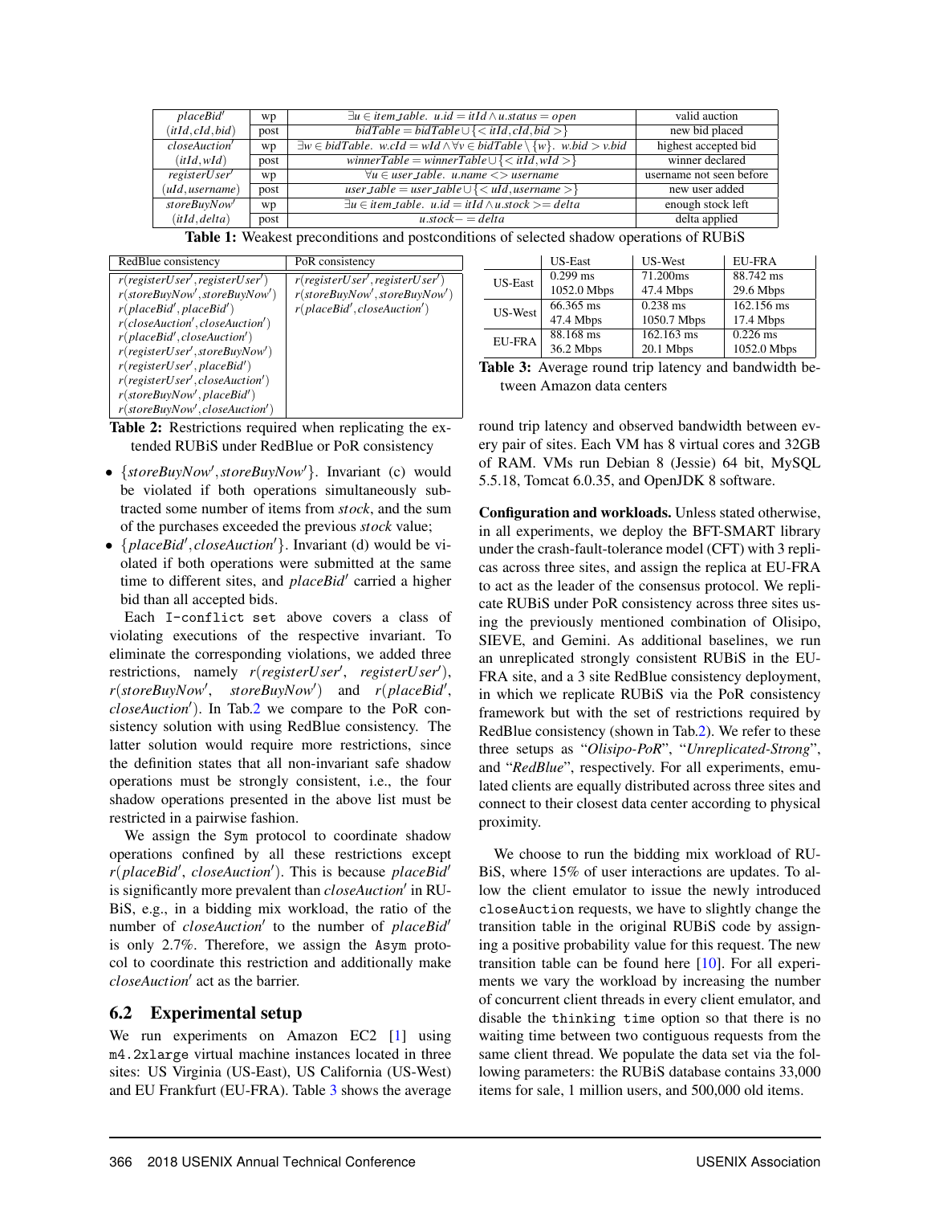| *placeBid'* | wp | $\exists u \in item\_table.\ u.id = itId \wedge u.status = open$ | valid auction |
|---|---|---|---|
| $(itId, cId, bid)$ | post | $bidTable = bidTable \cup \{<itId, cId, bid>\}$ | new bid placed |
| *closeAuction'* | wp | $\exists w \in bidTable.\ w.cId = wId \wedge \forall v \in bidTable \setminus \{w\}.\ w.bid > v.bid$ | highest accepted bid |
| $(itId, wId)$ | post | $winnerTable = winnerTable \cup \{<itId, wId>\}$ | winner declared |
| *registerUser'* | wp | $\forall u \in user\_table.\ u.name <> username$ | username not seen before |
| $(uId, username)$ | post | $user\_table = user\_table \cup \{<uId, username>\}$ | new user added |
| *storeBuyNow'* | wp | $\exists u \in item\_table.\ u.id = itId \wedge u.stock >= delta$ | enough stock left |
| $(itId, delta)$ | post | $u.stock -= delta$ | delta applied |

**Table 1:** Weakest preconditions and postconditions of selected shadow operations of RUBiS

| RedBlue consistency | PoR consistency |
|---|---|
| $r(registerUser', registerUser')$ | $r(registerUser', registerUser')$ |
| $r(storeBuyNow', storeBuyNow')$ | $r(storeBuyNow', storeBuyNow')$ |
| $r(placeBid', placeBid')$ | $r(placeBid', closeAuction')$ |
| $r(closeAuction', closeAuction')$ | |
| $r(placeBid', closeAuction')$ | |
| $r(registerUser', storeBuyNow')$ | |
| $r(registerUser', placeBid')$ | |
| $r(registerUser', closeAuction')$ | |
| $r(storeBuyNow', placeBid')$ | |
| $r(storeBuyNow', closeAuction')$ | |

**Table 2:** Restrictions required when replicating the extended RUBiS under RedBlue or PoR consistency

- $\{storeBuyNow', storeBuyNow'\}$. Invariant (c) would be violated if both operations simultaneously subtracted some number of items from *stock*, and the sum of the purchases exceeded the previous *stock* value;
- $\{placeBid', closeAuction'\}$. Invariant (d) would be violated if both operations were submitted at the same time to different sites, and *placeBid'* carried a higher bid than all accepted bids.

Each I-conflict set above covers a class of violating executions of the respective invariant. To eliminate the corresponding violations, we added three restrictions, namely $r(registerUser', registerUser')$, $r(storeBuyNow', storeBuyNow')$ and $r(placeBid', closeAuction')$. In Tab.2 we compare to the PoR consistency solution with using RedBlue consistency. The latter solution would require more restrictions, since the definition states that all non-invariant safe shadow operations must be strongly consistent, i.e., the four shadow operations presented in the above list must be restricted in a pairwise fashion.

We assign the Sym protocol to coordinate shadow operations confined by all these restrictions except $r(placeBid', closeAuction')$. This is because *placeBid'* is significantly more prevalent than *closeAuction'* in RUBiS, e.g., in a bidding mix workload, the ratio of the number of *closeAuction'* to the number of *placeBid'* is only 2.7%. Therefore, we assign the Asym protocol to coordinate this restriction and additionally make *closeAuction'* act as the barrier.

## 6.2 Experimental setup

We run experiments on Amazon EC2 [1] using m4.2xlarge virtual machine instances located in three sites: US Virginia (US-East), US California (US-West) and EU Frankfurt (EU-FRA). Table 3 shows the average round trip latency and observed bandwidth between every pair of sites. Each VM has 8 virtual cores and 32GB of RAM. VMs run Debian 8 (Jessie) 64 bit, MySQL 5.5.18, Tomcat 6.0.35, and OpenJDK 8 software.

| | US-East | US-West | EU-FRA |
|---|---|---|---|
| US-East | 0.299 ms<br>1052.0 Mbps | 71.200ms<br>47.4 Mbps | 88.742 ms<br>29.6 Mbps |
| US-West | 66.365 ms<br>47.4 Mbps | 0.238 ms<br>1050.7 Mbps | 162.156 ms<br>17.4 Mbps |
| EU-FRA | 88.168 ms<br>36.2 Mbps | 162.163 ms<br>20.1 Mbps | 0.226 ms<br>1052.0 Mbps |

**Table 3:** Average round trip latency and bandwidth between Amazon data centers

**Configuration and workloads.** Unless stated otherwise, in all experiments, we deploy the BFT-SMART library under the crash-fault-tolerance model (CFT) with 3 replicas across three sites, and assign the replica at EU-FRA to act as the leader of the consensus protocol. We replicate RUBiS under PoR consistency across three sites using the previously mentioned combination of Olisipo, SIEVE, and Gemini. As additional baselines, we run an unreplicated strongly consistent RUBiS in the EU-FRA site, and a 3 site RedBlue consistency deployment, in which we replicate RUBiS via the PoR consistency framework but with the set of restrictions required by RedBlue consistency (shown in Tab.2). We refer to these three setups as "*Olisipo-PoR*", "*Unreplicated-Strong*", and "*RedBlue*", respectively. For all experiments, emulated clients are equally distributed across three sites and connect to their closest data center according to physical proximity.

We choose to run the bidding mix workload of RUBiS, where 15% of user interactions are updates. To allow the client emulator to issue the newly introduced closeAuction requests, we have to slightly change the transition table in the original RUBiS code by assigning a positive probability value for this request. The new transition table can be found here [10]. For all experiments we vary the workload by increasing the number of concurrent client threads in every client emulator, and disable the thinking time option so that there is no waiting time between two contiguous requests from the same client thread. We populate the data set via the following parameters: the RUBiS database contains 33,000 items for sale, 1 million users, and 500,000 old items.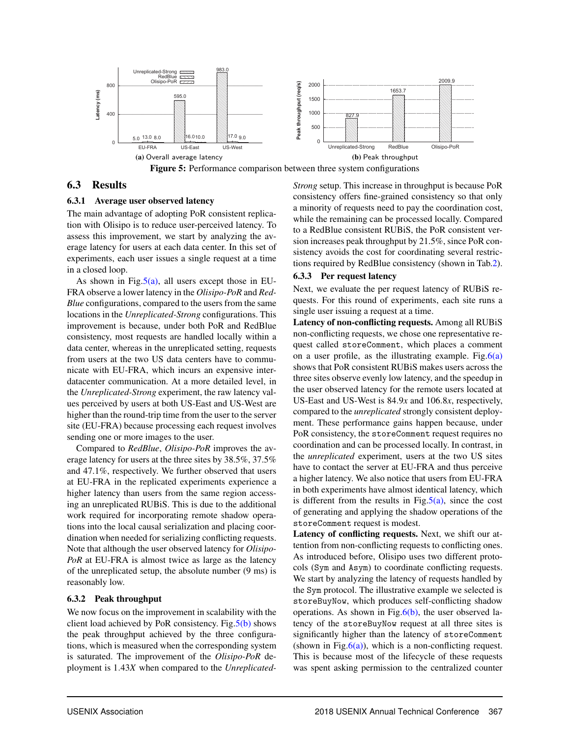Figure 5: Performance comparison between three system configurations

(a) Overall average latency

(b) Peak throughput

## 6.3 Results

### 6.3.1 Average user observed latency

The main advantage of adopting PoR consistent replication with Olisipo is to reduce user-perceived latency. To assess this improvement, we start by analyzing the average latency for users at each data center. In this set of experiments, each user issues a single request at a time in a closed loop.

As shown in Fig.5(a), all users except those in EU-FRA observe a lower latency in the *Olisipo-PoR* and *RedBlue* configurations, compared to the users from the same locations in the *Unreplicated-Strong* configurations. This improvement is because, under both PoR and RedBlue consistency, most requests are handled locally within a data center, whereas in the unreplicated setting, requests from users at the two US data centers have to communicate with EU-FRA, which incurs an expensive inter-datacenter communication. At a more detailed level, in the *Unreplicated-Strong* experiment, the raw latency values perceived by users at both US-East and US-West are higher than the round-trip time from the user to the server site (EU-FRA) because processing each request involves sending one or more images to the user.

Compared to *RedBlue*, *Olisipo-PoR* improves the average latency for users at the three sites by 38.5%, 37.5% and 47.1%, respectively. We further observed that users at EU-FRA in the replicated experiments experience a higher latency than users from the same region accessing an unreplicated RUBiS. This is due to the additional work required for incorporating remote shadow operations into the local causal serialization and placing coordination when needed for serializing conflicting requests. Note that although the user observed latency for *Olisipo-PoR* at EU-FRA is almost twice as large as the latency of the unreplicated setup, the absolute number (9 ms) is reasonably low.

### 6.3.2 Peak throughput

We now focus on the improvement in scalability with the client load achieved by PoR consistency. Fig.5(b) shows the peak throughput achieved by the three configurations, which is measured when the corresponding system is saturated. The improvement of the *Olisipo-PoR* deployment is 1.43*X* when compared to the *Unreplicated-Strong* setup. This increase in throughput is because PoR consistency offers fine-grained consistency so that only a minority of requests need to pay the coordination cost, while the remaining can be processed locally. Compared to a RedBlue consistent RUBiS, the PoR consistent version increases peak throughput by 21.5%, since PoR consistency avoids the cost for coordinating several restrictions required by RedBlue consistency (shown in Tab.2).

### 6.3.3 Per request latency

Next, we evaluate the per request latency of RUBiS requests. For this round of experiments, each site runs a single user issuing a request at a time.

**Latency of non-conflicting requests.** Among all RUBiS non-conflicting requests, we chose one representative request called `storeComment`, which places a comment on a user profile, as the illustrating example. Fig.6(a) shows that PoR consistent RUBiS makes users across the three sites observe evenly low latency, and the speedup in the user observed latency for the remote users located at US-East and US-West is 84.9*x* and 106.8*x*, respectively, compared to the *unreplicated* strongly consistent deployment. These performance gains happen because, under PoR consistency, the `storeComment` request requires no coordination and can be processed locally. In contrast, in the *unreplicated* experiment, users at the two US sites have to contact the server at EU-FRA and thus perceive a higher latency. We also notice that users from EU-FRA in both experiments have almost identical latency, which is different from the results in Fig.5(a), since the cost of generating and applying the shadow operations of the `storeComment` request is modest.

**Latency of conflicting requests.** Next, we shift our attention from non-conflicting requests to conflicting ones. As introduced before, Olisipo uses two different protocols (`Sym` and `Asym`) to coordinate conflicting requests. We start by analyzing the latency of requests handled by the `Sym` protocol. The illustrative example we selected is `storeBuyNow`, which produces self-conflicting shadow operations. As shown in Fig.6(b), the user observed latency of the `storeBuyNow` request at all three sites is significantly higher than the latency of `storeComment` (shown in Fig.6(a)), which is a non-conflicting request. This is because most of the lifecycle of these requests was spent asking permission to the centralized counter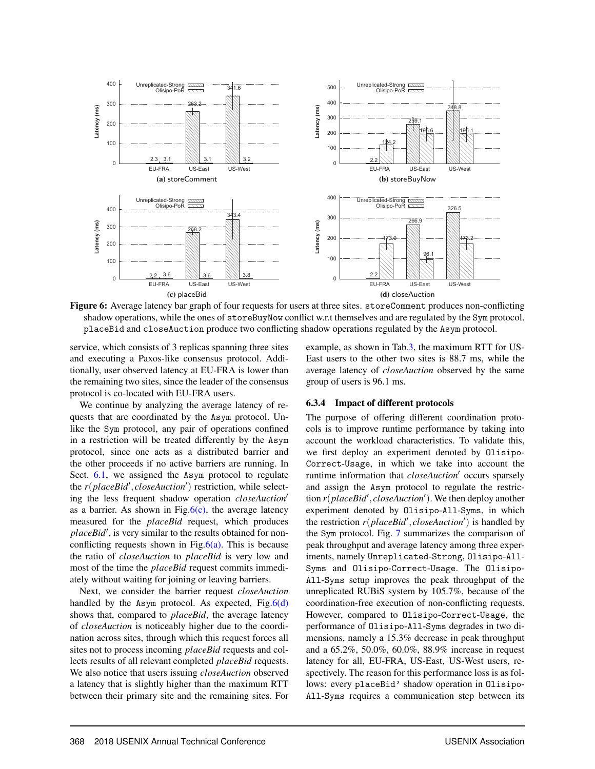**Figure 6:** Average latency bar graph of four requests for users at three sites. `storeComment` produces non-conflicting shadow operations, while the ones of `storeBuyNow` conflict w.r.t themselves and are regulated by the `Sym` protocol. `placeBid` and `closeAuction` produce two conflicting shadow operations regulated by the `Asym` protocol.

service, which consists of 3 replicas spanning three sites and executing a Paxos-like consensus protocol. Additionally, user observed latency at EU-FRA is lower than the remaining two sites, since the leader of the consensus protocol is co-located with EU-FRA users.

We continue by analyzing the average latency of requests that are coordinated by the `Asym` protocol. Unlike the `Sym` protocol, any pair of operations confined in a restriction will be treated differently by the `Asym` protocol, since one acts as a distributed barrier and the other proceeds if no active barriers are running. In Sect. 6.1, we assigned the `Asym` protocol to regulate the $r(placeBid', closeAuction')$ restriction, while selecting the less frequent shadow operation $closeAuction'$ as a barrier. As shown in Fig.6(c), the average latency measured for the *placeBid* request, which produces $placeBid'$, is very similar to the results obtained for non-conflicting requests shown in Fig.6(a). This is because the ratio of *closeAuction* to *placeBid* is very low and most of the time the *placeBid* request commits immediately without waiting for joining or leaving barriers.

Next, we consider the barrier request *closeAuction* handled by the `Asym` protocol. As expected, Fig.6(d) shows that, compared to *placeBid*, the average latency of *closeAuction* is noticeably higher due to the coordination across sites, through which this request forces all sites not to process incoming *placeBid* requests and collects results of all relevant completed *placeBid* requests. We also notice that users issuing *closeAuction* observed a latency that is slightly higher than the maximum RTT between their primary site and the remaining sites. For example, as shown in Tab.3, the maximum RTT for US-East users to the other two sites is 88.7 ms, while the average latency of *closeAuction* observed by the same group of users is 96.1 ms.

### 6.3.4 Impact of different protocols

The purpose of offering different coordination protocols is to improve runtime performance by taking into account the workload characteristics. To validate this, we first deploy an experiment denoted by `Olisipo-Correct-Usage`, in which we take into account the runtime information that $closeAuction'$ occurs sparsely and assign the `Asym` protocol to regulate the restriction $r(placeBid', closeAuction')$. We then deploy another experiment denoted by `Olisipo-All-Syms`, in which the restriction $r(placeBid', closeAuction')$ is handled by the `Sym` protocol. Fig. 7 summarizes the comparison of peak throughput and average latency among three experiments, namely `Unreplicated-Strong`, `Olisipo-All-Syms` and `Olisipo-Correct-Usage`. The `Olisipo-All-Syms` setup improves the peak throughput of the unreplicated RUBiS system by 105.7%, because of the coordination-free execution of non-conflicting requests. However, compared to `Olisipo-Correct-Usage`, the performance of `Olisipo-All-Syms` degrades in two dimensions, namely a 15.3% decrease in peak throughput and a 65.2%, 50.0%, 60.0%, 88.9% increase in request latency for all, EU-FRA, US-East, US-West users, respectively. The reason for this performance loss is as follows: every `placeBid'` shadow operation in `Olisipo-All-Syms` requires a communication step between its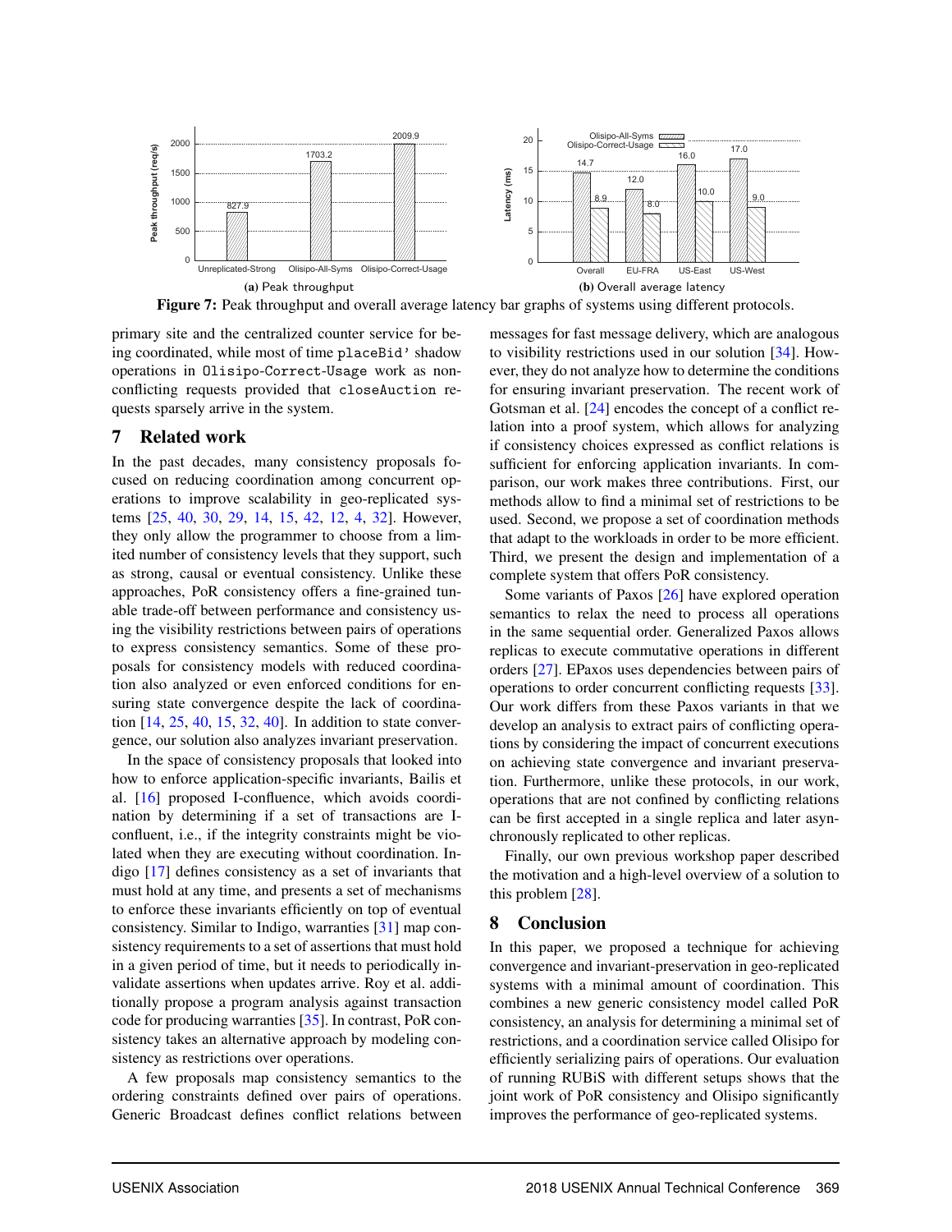Figure 7: Peak throughput and overall average latency bar graphs of systems using different protocols.

primary site and the centralized counter service for being coordinated, while most of time placeBid' shadow operations in Olisipo-Correct-Usage work as non-conflicting requests provided that closeAuction requests sparsely arrive in the system.

## 7 Related work

In the past decades, many consistency proposals focused on reducing coordination among concurrent operations to improve scalability in geo-replicated systems [25, 40, 30, 29, 14, 15, 42, 12, 4, 32]. However, they only allow the programmer to choose from a limited number of consistency levels that they support, such as strong, causal or eventual consistency. Unlike these approaches, PoR consistency offers a fine-grained tunable trade-off between performance and consistency using the visibility restrictions between pairs of operations to express consistency semantics. Some of these proposals for consistency models with reduced coordination also analyzed or even enforced conditions for ensuring state convergence despite the lack of coordination [14, 25, 40, 15, 32, 40]. In addition to state convergence, our solution also analyzes invariant preservation.

In the space of consistency proposals that looked into how to enforce application-specific invariants, Bailis et al. [16] proposed I-confluence, which avoids coordination by determining if a set of transactions are I-confluent, i.e., if the integrity constraints might be violated when they are executing without coordination. Indigo [17] defines consistency as a set of invariants that must hold at any time, and presents a set of mechanisms to enforce these invariants efficiently on top of eventual consistency. Similar to Indigo, warranties [31] map consistency requirements to a set of assertions that must hold in a given period of time, but it needs to periodically invalidate assertions when updates arrive. Roy et al. additionally propose a program analysis against transaction code for producing warranties [35]. In contrast, PoR consistency takes an alternative approach by modeling consistency as restrictions over operations.

A few proposals map consistency semantics to the ordering constraints defined over pairs of operations. Generic Broadcast defines conflict relations between messages for fast message delivery, which are analogous to visibility restrictions used in our solution [34]. However, they do not analyze how to determine the conditions for ensuring invariant preservation. The recent work of Gotsman et al. [24] encodes the concept of a conflict relation into a proof system, which allows for analyzing if consistency choices expressed as conflict relations is sufficient for enforcing application invariants. In comparison, our work makes three contributions. First, our methods allow to find a minimal set of restrictions to be used. Second, we propose a set of coordination methods that adapt to the workloads in order to be more efficient. Third, we present the design and implementation of a complete system that offers PoR consistency.

Some variants of Paxos [26] have explored operation semantics to relax the need to process all operations in the same sequential order. Generalized Paxos allows replicas to execute commutative operations in different orders [27]. EPaxos uses dependencies between pairs of operations to order concurrent conflicting requests [33]. Our work differs from these Paxos variants in that we develop an analysis to extract pairs of conflicting operations by considering the impact of concurrent executions on achieving state convergence and invariant preservation. Furthermore, unlike these protocols, in our work, operations that are not confined by conflicting relations can be first accepted in a single replica and later asynchronously replicated to other replicas.

Finally, our own previous workshop paper described the motivation and a high-level overview of a solution to this problem [28].

## 8 Conclusion

In this paper, we proposed a technique for achieving convergence and invariant-preservation in geo-replicated systems with a minimal amount of coordination. This combines a new generic consistency model called PoR consistency, an analysis for determining a minimal set of restrictions, and a coordination service called Olisipo for efficiently serializing pairs of operations. Our evaluation of running RUBiS with different setups shows that the joint work of PoR consistency and Olisipo significantly improves the performance of geo-replicated systems.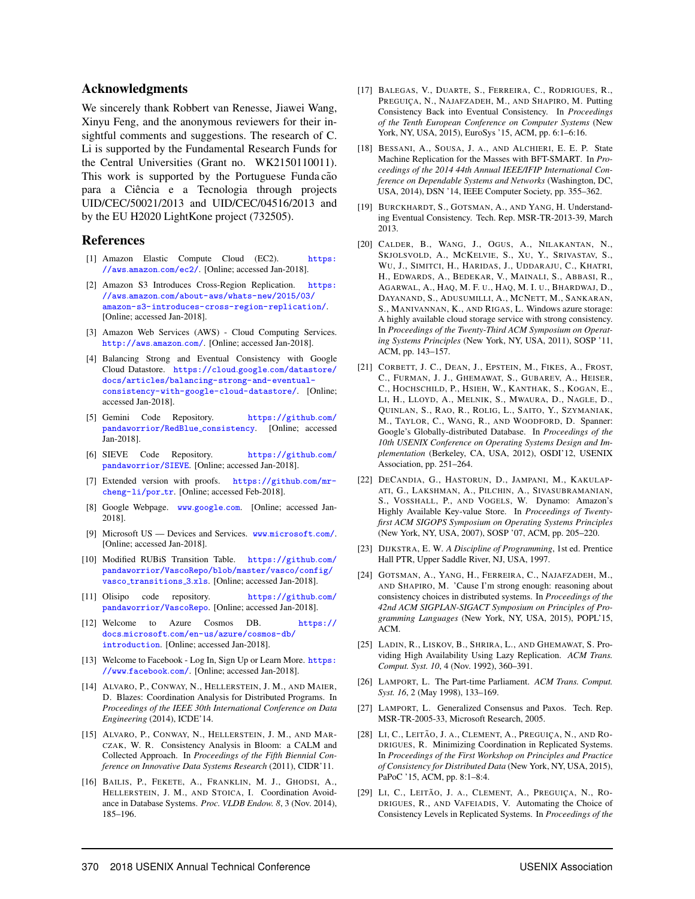## Acknowledgments

We sincerely thank Robbert van Renesse, Jiawei Wang, Xinyu Feng, and the anonymous reviewers for their insightful comments and suggestions. The research of C. Li is supported by the Fundamental Research Funds for the Central Universities (Grant no. WK2150110011). This work is supported by the Portuguese Funda cão para a Ciência e a Tecnologia through projects UID/CEC/50021/2013 and UID/CEC/04516/2013 and by the EU H2020 LightKone project (732505).

## References

[1] Amazon Elastic Compute Cloud (EC2). https://aws.amazon.com/ec2/. [Online; accessed Jan-2018].

[2] Amazon S3 Introduces Cross-Region Replication. https://aws.amazon.com/about-aws/whats-new/2015/03/amazon-s3-introduces-cross-region-replication/. [Online; accessed Jan-2018].

[3] Amazon Web Services (AWS) - Cloud Computing Services. http://aws.amazon.com/. [Online; accessed Jan-2018].

[4] Balancing Strong and Eventual Consistency with Google Cloud Datastore. https://cloud.google.com/datastore/docs/articles/balancing-strong-and-eventual-consistency-with-google-cloud-datastore/. [Online; accessed Jan-2018].

[5] Gemini Code Repository. https://github.com/pandaworrior/RedBlue_consistency. [Online; accessed Jan-2018].

[6] SIEVE Code Repository. https://github.com/pandaworrior/SIEVE. [Online; accessed Jan-2018].

[7] Extended version with proofs. https://github.com/mr-cheng-li/por_tr. [Online; accessed Feb-2018].

[8] Google Webpage. www.google.com. [Online; accessed Jan-2018].

[9] Microsoft US — Devices and Services. www.microsoft.com/. [Online; accessed Jan-2018].

[10] Modified RUBiS Transition Table. https://github.com/pandaworrior/VascoRepo/blob/master/vasco/config/vasco_transitions_3.xls. [Online; accessed Jan-2018].

[11] Olisipo code repository. https://github.com/pandaworrior/VascoRepo. [Online; accessed Jan-2018].

[12] Welcome to Azure Cosmos DB. https://docs.microsoft.com/en-us/azure/cosmos-db/introduction. [Online; accessed Jan-2018].

[13] Welcome to Facebook - Log In, Sign Up or Learn More. https://www.facebook.com/. [Online; accessed Jan-2018].

[14] Alvaro, P., Conway, N., Hellerstein, J. M., and Maier, D. Blazes: Coordination Analysis for Distributed Programs. In *Proceedings of the IEEE 30th International Conference on Data Engineering* (2014), ICDE'14.

[15] Alvaro, P., Conway, N., Hellerstein, J. M., and Marczak, W. R. Consistency Analysis in Bloom: a CALM and Collected Approach. In *Proceedings of the Fifth Biennial Conference on Innovative Data Systems Research* (2011), CIDR'11.

[16] Bailis, P., Fekete, A., Franklin, M. J., Ghodsi, A., Hellerstein, J. M., and Stoica, I. Coordination Avoidance in Database Systems. *Proc. VLDB Endow. 8*, 3 (Nov. 2014), 185–196.

[17] Balegas, V., Duarte, S., Ferreira, C., Rodrigues, R., Preguiça, N., Najafzadeh, M., and Shapiro, M. Putting Consistency Back into Eventual Consistency. In *Proceedings of the Tenth European Conference on Computer Systems* (New York, NY, USA, 2015), EuroSys '15, ACM, pp. 6:1–6:16.

[18] Bessani, A., Sousa, J. a., and Alchieri, E. E. P. State Machine Replication for the Masses with BFT-SMART. In *Proceedings of the 2014 44th Annual IEEE/IFIP International Conference on Dependable Systems and Networks* (Washington, DC, USA, 2014), DSN '14, IEEE Computer Society, pp. 355–362.

[19] Burckhardt, S., Gotsman, A., and Yang, H. Understanding Eventual Consistency. Tech. Rep. MSR-TR-2013-39, March 2013.

[20] Calder, B., Wang, J., Ogus, A., Nilakantan, N., Skjolsvold, A., McKelvie, S., Xu, Y., Srivastav, S., Wu, J., Simitci, H., Haridas, J., Uddaraju, C., Khatri, H., Edwards, A., Bedekar, V., Mainali, S., Abbasi, R., Agarwal, A., Haq, M. F. u., Haq, M. I. u., Bhardwaj, D., Dayanand, S., Adusumilli, A., McNett, M., Sankaran, S., Manivannan, K., and Rigas, L. Windows azure storage: A highly available cloud storage service with strong consistency. In *Proceedings of the Twenty-Third ACM Symposium on Operating Systems Principles* (New York, NY, USA, 2011), SOSP '11, ACM, pp. 143–157.

[21] Corbett, J. C., Dean, J., Epstein, M., Fikes, A., Frost, C., Furman, J. J., Ghemawat, S., Gubarev, A., Heiser, C., Hochschild, P., Hsieh, W., Kanthak, S., Kogan, E., Li, H., Lloyd, A., Melnik, S., Mwaura, D., Nagle, D., Quinlan, S., Rao, R., Rolig, L., Saito, Y., Szymaniak, M., Taylor, C., Wang, R., and Woodford, D. Spanner: Google's Globally-distributed Database. In *Proceedings of the 10th USENIX Conference on Operating Systems Design and Implementation* (Berkeley, CA, USA, 2012), OSDI'12, USENIX Association, pp. 251–264.

[22] DeCandia, G., Hastorun, D., Jampani, M., Kakulapati, G., Lakshman, A., Pilchin, A., Sivasubramanian, S., Vosshall, P., and Vogels, W. Dynamo: Amazon's Highly Available Key-value Store. In *Proceedings of Twenty-first ACM SIGOPS Symposium on Operating Systems Principles* (New York, NY, USA, 2007), SOSP '07, ACM, pp. 205–220.

[23] Dijkstra, E. W. *A Discipline of Programming*, 1st ed. Prentice Hall PTR, Upper Saddle River, NJ, USA, 1997.

[24] Gotsman, A., Yang, H., Ferreira, C., Najafzadeh, M., and Shapiro, M. 'Cause I'm strong enough: reasoning about consistency choices in distributed systems. In *Proceedings of the 42nd ACM SIGPLAN-SIGACT Symposium on Principles of Programming Languages* (New York, NY, USA, 2015), POPL'15, ACM.

[25] Ladin, R., Liskov, B., Shrira, L., and Ghemawat, S. Providing High Availability Using Lazy Replication. *ACM Trans. Comput. Syst. 10*, 4 (Nov. 1992), 360–391.

[26] Lamport, L. The Part-time Parliament. *ACM Trans. Comput. Syst. 16*, 2 (May 1998), 133–169.

[27] Lamport, L. Generalized Consensus and Paxos. Tech. Rep. MSR-TR-2005-33, Microsoft Research, 2005.

[28] Li, C., Leitão, J. a., Clement, A., Preguiça, N., and Rodrigues, R. Minimizing Coordination in Replicated Systems. In *Proceedings of the First Workshop on Principles and Practice of Consistency for Distributed Data* (New York, NY, USA, 2015), PaPoC '15, ACM, pp. 8:1–8:4.

[29] Li, C., Leitão, J. a., Clement, A., Preguiça, N., Rodrigues, R., and Vafeiadis, V. Automating the Choice of Consistency Levels in Replicated Systems. In *Proceedings of the*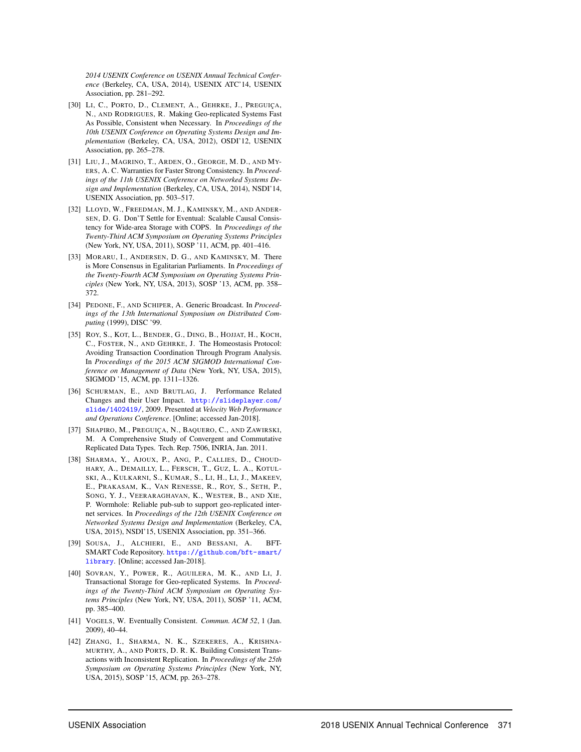*2014 USENIX Conference on USENIX Annual Technical Conference* (Berkeley, CA, USA, 2014), USENIX ATC'14, USENIX Association, pp. 281–292.

[30] Li, C., Porto, D., Clement, A., Gehrke, J., Preguiça, N., and Rodrigues, R. Making Geo-replicated Systems Fast As Possible, Consistent when Necessary. In *Proceedings of the 10th USENIX Conference on Operating Systems Design and Implementation* (Berkeley, CA, USA, 2012), OSDI'12, USENIX Association, pp. 265–278.

[31] Liu, J., Magrino, T., Arden, O., George, M. D., and Myers, A. C. Warranties for Faster Strong Consistency. In *Proceedings of the 11th USENIX Conference on Networked Systems Design and Implementation* (Berkeley, CA, USA, 2014), NSDI'14, USENIX Association, pp. 503–517.

[32] Lloyd, W., Freedman, M. J., Kaminsky, M., and Andersen, D. G. Don'T Settle for Eventual: Scalable Causal Consistency for Wide-area Storage with COPS. In *Proceedings of the Twenty-Third ACM Symposium on Operating Systems Principles* (New York, NY, USA, 2011), SOSP '11, ACM, pp. 401–416.

[33] Moraru, I., Andersen, D. G., and Kaminsky, M. There is More Consensus in Egalitarian Parliaments. In *Proceedings of the Twenty-Fourth ACM Symposium on Operating Systems Principles* (New York, NY, USA, 2013), SOSP '13, ACM, pp. 358–372.

[34] Pedone, F., and Schiper, A. Generic Broadcast. In *Proceedings of the 13th International Symposium on Distributed Computing* (1999), DISC '99.

[35] Roy, S., Kot, L., Bender, G., Ding, B., Hojjat, H., Koch, C., Foster, N., and Gehrke, J. The Homeostasis Protocol: Avoiding Transaction Coordination Through Program Analysis. In *Proceedings of the 2015 ACM SIGMOD International Conference on Management of Data* (New York, NY, USA, 2015), SIGMOD '15, ACM, pp. 1311–1326.

[36] Schurman, E., and Brutlag, J. Performance Related Changes and their User Impact. http://slideplayer.com/slide/1402419/, 2009. Presented at *Velocity Web Performance and Operations Conference*. [Online; accessed Jan-2018].

[37] Shapiro, M., Preguiça, N., Baquero, C., and Zawirski, M. A Comprehensive Study of Convergent and Commutative Replicated Data Types. Tech. Rep. 7506, INRIA, Jan. 2011.

[38] Sharma, Y., Ajoux, P., Ang, P., Callies, D., Choudhary, A., Demailly, L., Fersch, T., Guz, L. A., Kotulski, A., Kulkarni, S., Kumar, S., Li, H., Li, J., Makeev, E., Prakasam, K., Van Renesse, R., Roy, S., Seth, P., Song, Y. J., Veeraraghavan, K., Wester, B., and Xie, P. Wormhole: Reliable pub-sub to support geo-replicated internet services. In *Proceedings of the 12th USENIX Conference on Networked Systems Design and Implementation* (Berkeley, CA, USA, 2015), NSDI'15, USENIX Association, pp. 351–366.

[39] Sousa, J., Alchieri, E., and Bessani, A. BFT-SMART Code Repository. https://github.com/bft-smart/library. [Online; accessed Jan-2018].

[40] Sovran, Y., Power, R., Aguilera, M. K., and Li, J. Transactional Storage for Geo-replicated Systems. In *Proceedings of the Twenty-Third ACM Symposium on Operating Systems Principles* (New York, NY, USA, 2011), SOSP '11, ACM, pp. 385–400.

[41] Vogels, W. Eventually Consistent. *Commun. ACM 52*, 1 (Jan. 2009), 40–44.

[42] Zhang, I., Sharma, N. K., Szekeres, A., Krishnamurthy, A., and Ports, D. R. K. Building Consistent Transactions with Inconsistent Replication. In *Proceedings of the 25th Symposium on Operating Systems Principles* (New York, NY, USA, 2015), SOSP '15, ACM, pp. 263–278.